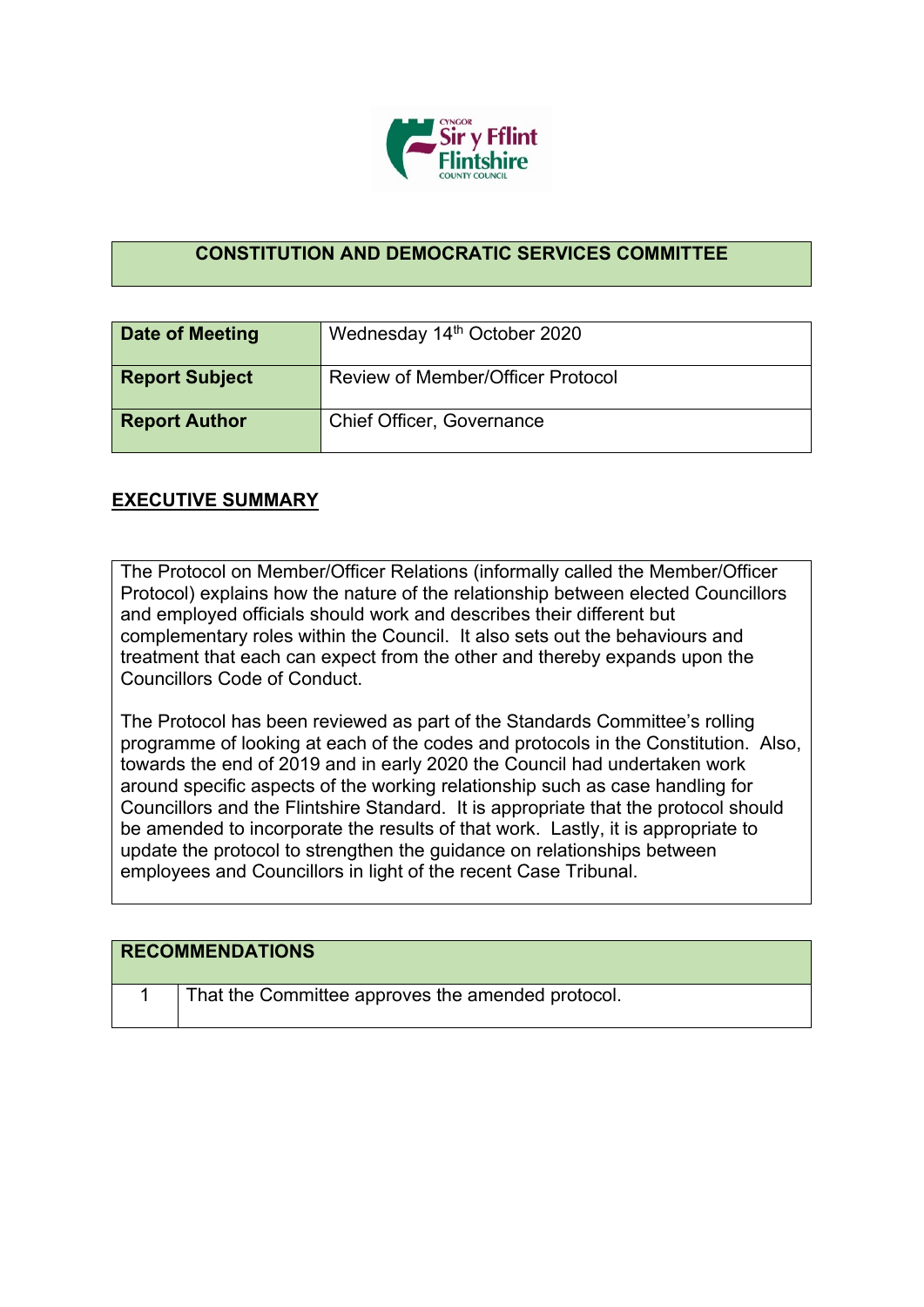# CONSTITUTION AND DEMOCRATIC SERVICES COMMITTEE

| | |
|---|---|
| **Date of Meeting** | Wednesday 14th October 2020 |
| **Report Subject** | Review of Member/Officer Protocol |
| **Report Author** | Chief Officer, Governance |

## EXECUTIVE SUMMARY

The Protocol on Member/Officer Relations (informally called the Member/Officer Protocol) explains how the nature of the relationship between elected Councillors and employed officials should work and describes their different but complementary roles within the Council. It also sets out the behaviours and treatment that each can expect from the other and thereby expands upon the Councillors Code of Conduct.

The Protocol has been reviewed as part of the Standards Committee's rolling programme of looking at each of the codes and protocols in the Constitution. Also, towards the end of 2019 and in early 2020 the Council had undertaken work around specific aspects of the working relationship such as case handling for Councillors and the Flintshire Standard. It is appropriate that the protocol should be amended to incorporate the results of that work. Lastly, it is appropriate to update the protocol to strengthen the guidance on relationships between employees and Councillors in light of the recent Case Tribunal.

| RECOMMENDATIONS | |
|---|---|
| 1 | That the Committee approves the amended protocol. |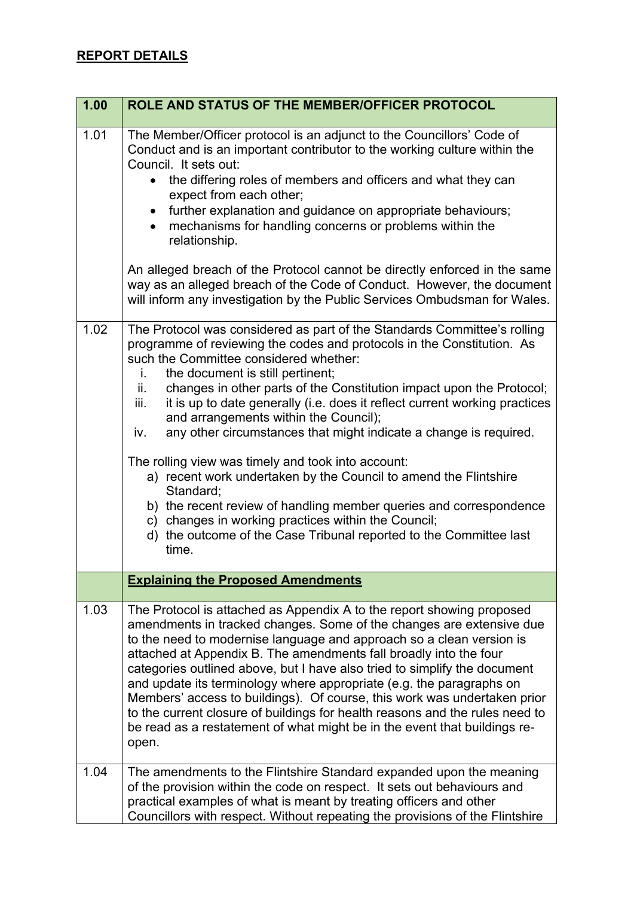## REPORT DETAILS

| 1.00 | ROLE AND STATUS OF THE MEMBER/OFFICER PROTOCOL |
|---|---|
| 1.01 | The Member/Officer protocol is an adjunct to the Councillors' Code of Conduct and is an important contributor to the working culture within the Council. It sets out:<br>• the differing roles of members and officers and what they can expect from each other;<br>• further explanation and guidance on appropriate behaviours;<br>• mechanisms for handling concerns or problems within the relationship.<br><br>An alleged breach of the Protocol cannot be directly enforced in the same way as an alleged breach of the Code of Conduct. However, the document will inform any investigation by the Public Services Ombudsman for Wales. |
| 1.02 | The Protocol was considered as part of the Standards Committee's rolling programme of reviewing the codes and protocols in the Constitution. As such the Committee considered whether:<br>i. the document is still pertinent;<br>ii. changes in other parts of the Constitution impact upon the Protocol;<br>iii. it is up to date generally (i.e. does it reflect current working practices and arrangements within the Council);<br>iv. any other circumstances that might indicate a change is required.<br><br>The rolling view was timely and took into account:<br>a) recent work undertaken by the Council to amend the Flintshire Standard;<br>b) the recent review of handling member queries and correspondence<br>c) changes in working practices within the Council;<br>d) the outcome of the Case Tribunal reported to the Committee last time. |
| | **Explaining the Proposed Amendments** |
| 1.03 | The Protocol is attached as Appendix A to the report showing proposed amendments in tracked changes. Some of the changes are extensive due to the need to modernise language and approach so a clean version is attached at Appendix B. The amendments fall broadly into the four categories outlined above, but I have also tried to simplify the document and update its terminology where appropriate (e.g. the paragraphs on Members' access to buildings). Of course, this work was undertaken prior to the current closure of buildings for health reasons and the rules need to be read as a restatement of what might be in the event that buildings re-open. |
| 1.04 | The amendments to the Flintshire Standard expanded upon the meaning of the provision within the code on respect. It sets out behaviours and practical examples of what is meant by treating officers and other Councillors with respect. Without repeating the provisions of the Flintshire |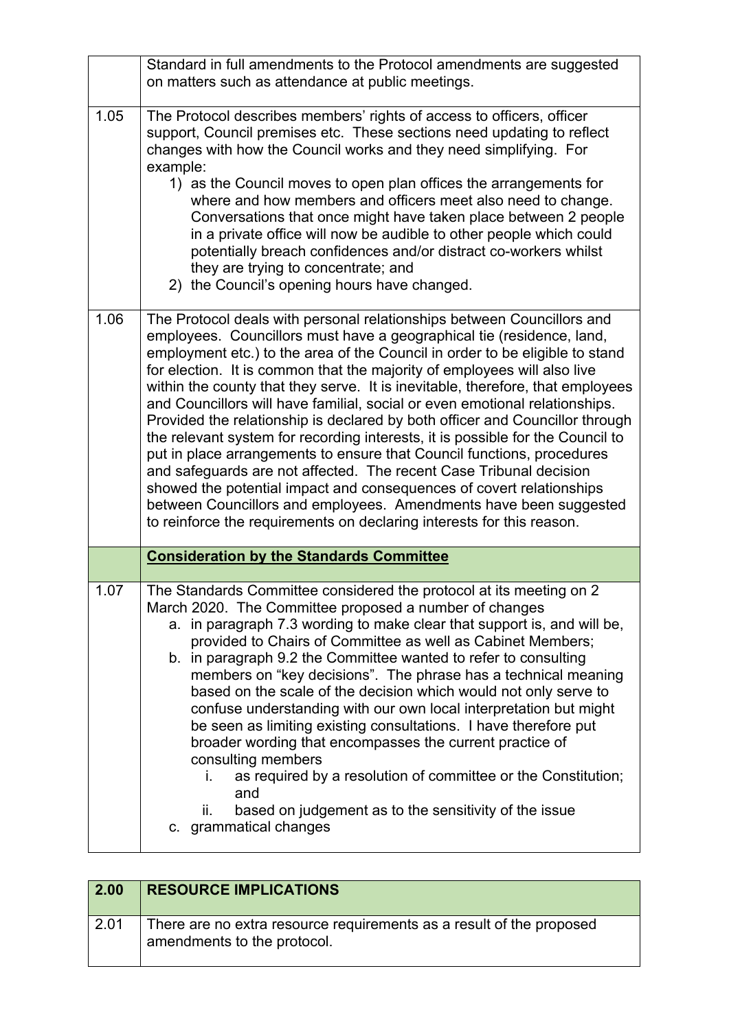| | |
|---|---|
| | Standard in full amendments to the Protocol amendments are suggested on matters such as attendance at public meetings. |
| 1.05 | The Protocol describes members' rights of access to officers, officer support, Council premises etc. These sections need updating to reflect changes with how the Council works and they need simplifying. For example:<br>1) as the Council moves to open plan offices the arrangements for where and how members and officers meet also need to change. Conversations that once might have taken place between 2 people in a private office will now be audible to other people which could potentially breach confidences and/or distract co-workers whilst they are trying to concentrate; and<br>2) the Council's opening hours have changed. |
| 1.06 | The Protocol deals with personal relationships between Councillors and employees. Councillors must have a geographical tie (residence, land, employment etc.) to the area of the Council in order to be eligible to stand for election. It is common that the majority of employees will also live within the county that they serve. It is inevitable, therefore, that employees and Councillors will have familial, social or even emotional relationships. Provided the relationship is declared by both officer and Councillor through the relevant system for recording interests, it is possible for the Council to put in place arrangements to ensure that Council functions, procedures and safeguards are not affected. The recent Case Tribunal decision showed the potential impact and consequences of covert relationships between Councillors and employees. Amendments have been suggested to reinforce the requirements on declaring interests for this reason. |
| | **Consideration by the Standards Committee** |
| 1.07 | The Standards Committee considered the protocol at its meeting on 2 March 2020. The Committee proposed a number of changes<br>a. in paragraph 7.3 wording to make clear that support is, and will be, provided to Chairs of Committee as well as Cabinet Members;<br>b. in paragraph 9.2 the Committee wanted to refer to consulting members on "key decisions". The phrase has a technical meaning based on the scale of the decision which would not only serve to confuse understanding with our own local interpretation but might be seen as limiting existing consultations. I have therefore put broader wording that encompasses the current practice of consulting members<br>i. as required by a resolution of committee or the Constitution; and<br>ii. based on judgement as to the sensitivity of the issue<br>c. grammatical changes |

| 2.00 | RESOURCE IMPLICATIONS |
|---|---|
| 2.01 | There are no extra resource requirements as a result of the proposed amendments to the protocol. |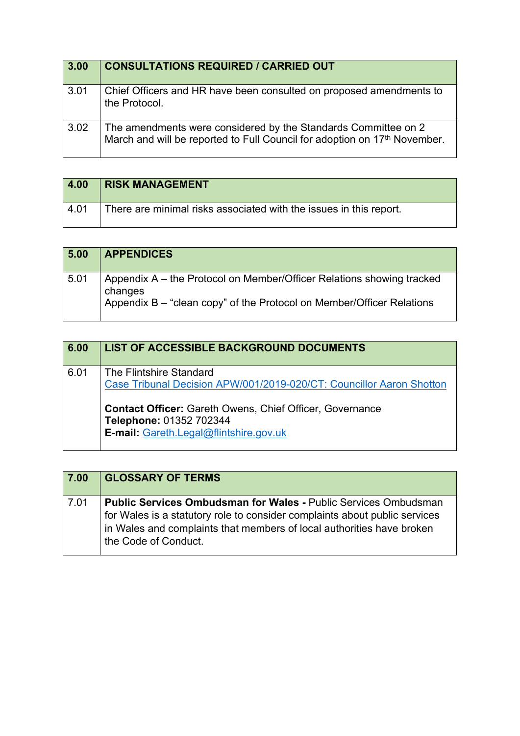| 3.00 | CONSULTATIONS REQUIRED / CARRIED OUT |
|---|---|
| 3.01 | Chief Officers and HR have been consulted on proposed amendments to the Protocol. |
| 3.02 | The amendments were considered by the Standards Committee on 2 March and will be reported to Full Council for adoption on 17th November. |

| 4.00 | RISK MANAGEMENT |
|---|---|
| 4.01 | There are minimal risks associated with the issues in this report. |

| 5.00 | APPENDICES |
|---|---|
| 5.01 | Appendix A – the Protocol on Member/Officer Relations showing tracked changes<br>Appendix B – "clean copy" of the Protocol on Member/Officer Relations |

| 6.00 | LIST OF ACCESSIBLE BACKGROUND DOCUMENTS |
|---|---|
| 6.01 | The Flintshire Standard<br>Case Tribunal Decision APW/001/2019-020/CT: Councillor Aaron Shotton<br><br>**Contact Officer:** Gareth Owens, Chief Officer, Governance<br>**Telephone:** 01352 702344<br>**E-mail:** Gareth.Legal@flintshire.gov.uk |

| 7.00 | GLOSSARY OF TERMS |
|---|---|
| 7.01 | **Public Services Ombudsman for Wales -** Public Services Ombudsman for Wales is a statutory role to consider complaints about public services in Wales and complaints that members of local authorities have broken the Code of Conduct. |